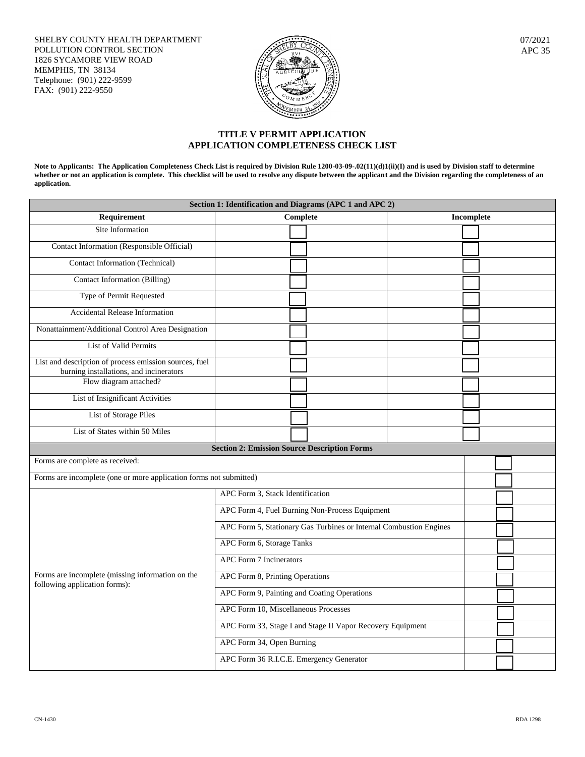SHELBY COUNTY HEALTH DEPARTMENT
POLLUTION CONTROL SECTION
1826 SYCAMORE VIEW ROAD
MEMPHIS, TN 38134
Telephone: (901) 222-9599
FAX: (901) 222-9550

07/2021
APC 35

## TITLE V PERMIT APPLICATION
## APPLICATION COMPLETENESS CHECK LIST

**Note to Applicants: The Application Completeness Check List is required by Division Rule 1200-03-09-.02(11)(d)1(ii)(I) and is used by Division staff to determine whether or not an application is complete. This checklist will be used to resolve any dispute between the applicant and the Division regarding the completeness of an application.**

| Section 1: Identification and Diagrams (APC 1 and APC 2) | | |
|---|---|---|
| **Requirement** | **Complete** | **Incomplete** |
| Site Information | ☐ | ☐ |
| Contact Information (Responsible Official) | ☐ | ☐ |
| Contact Information (Technical) | ☐ | ☐ |
| Contact Information (Billing) | ☐ | ☐ |
| Type of Permit Requested | ☐ | ☐ |
| Accidental Release Information | ☐ | ☐ |
| Nonattainment/Additional Control Area Designation | ☐ | ☐ |
| List of Valid Permits | ☐ | ☐ |
| List and description of process emission sources, fuel burning installations, and incinerators | ☐ | ☐ |
| Flow diagram attached? | ☐ | ☐ |
| List of Insignificant Activities | ☐ | ☐ |
| List of Storage Piles | ☐ | ☐ |
| List of States within 50 Miles | ☐ | ☐ |

| Section 2: Emission Source Description Forms | | |
|---|---|---|
| Forms are complete as received: | | ☐ |
| Forms are incomplete (one or more application forms not submitted) | | ☐ |
| Forms are incomplete (missing information on the following application forms): | APC Form 3, Stack Identification | ☐ |
| | APC Form 4, Fuel Burning Non-Process Equipment | ☐ |
| | APC Form 5, Stationary Gas Turbines or Internal Combustion Engines | ☐ |
| | APC Form 6, Storage Tanks | ☐ |
| | APC Form 7 Incinerators | ☐ |
| | APC Form 8, Printing Operations | ☐ |
| | APC Form 9, Painting and Coating Operations | ☐ |
| | APC Form 10, Miscellaneous Processes | ☐ |
| | APC Form 33, Stage I and Stage II Vapor Recovery Equipment | ☐ |
| | APC Form 34, Open Burning | ☐ |
| | APC Form 36 R.I.C.E. Emergency Generator | ☐ |

CN-1430 RDA 1298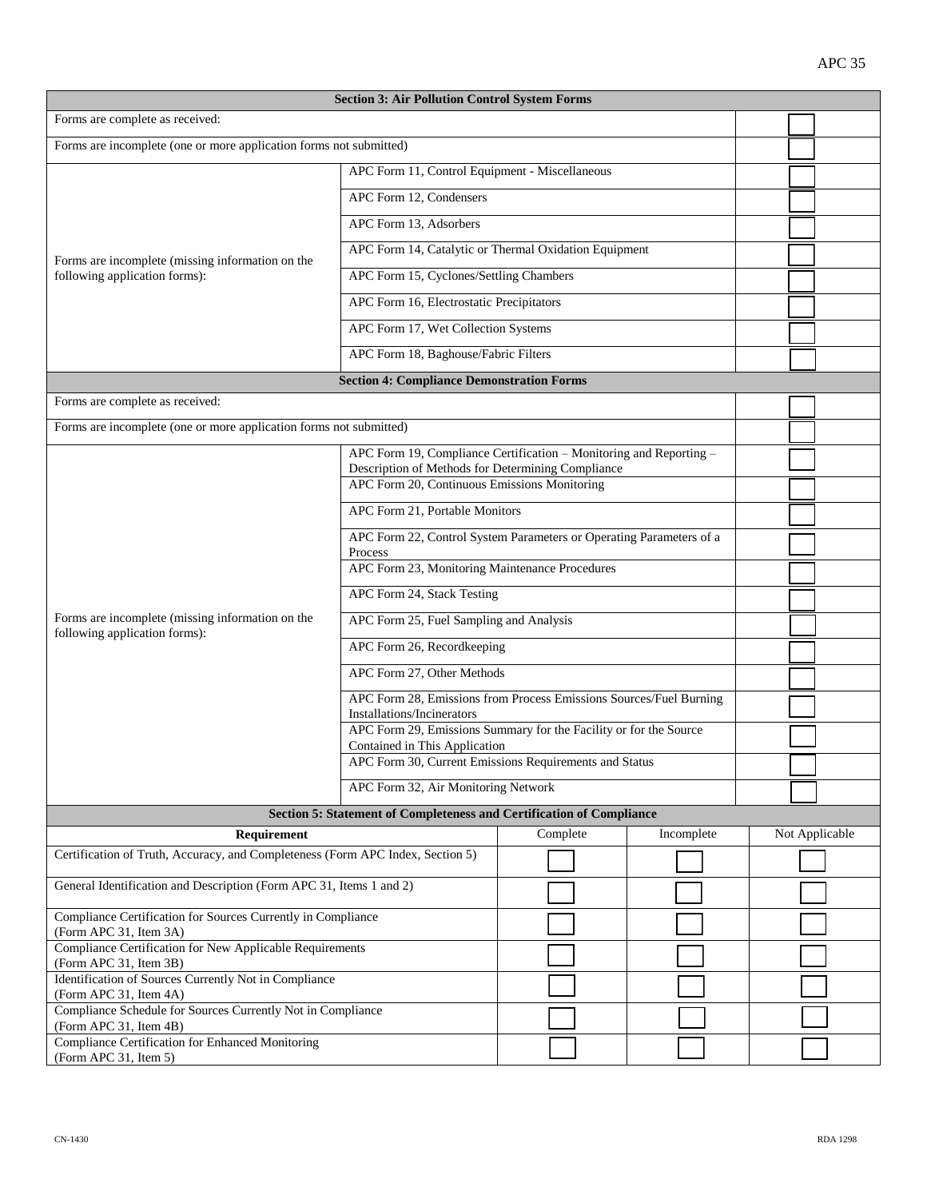| Section 3: Air Pollution Control System Forms | | |
|---|---|---|
| Forms are complete as received: | | ☐ |
| Forms are incomplete (one or more application forms not submitted) | | ☐ |
| Forms are incomplete (missing information on the following application forms): | APC Form 11, Control Equipment - Miscellaneous | ☐ |
| | APC Form 12, Condensers | ☐ |
| | APC Form 13, Adsorbers | ☐ |
| | APC Form 14, Catalytic or Thermal Oxidation Equipment | ☐ |
| | APC Form 15, Cyclones/Settling Chambers | ☐ |
| | APC Form 16, Electrostatic Precipitators | ☐ |
| | APC Form 17, Wet Collection Systems | ☐ |
| | APC Form 18, Baghouse/Fabric Filters | ☐ |

| Section 4: Compliance Demonstration Forms | | |
|---|---|---|
| Forms are complete as received: | | ☐ |
| Forms are incomplete (one or more application forms not submitted) | | ☐ |
| Forms are incomplete (missing information on the following application forms): | APC Form 19, Compliance Certification – Monitoring and Reporting – Description of Methods for Determining Compliance | ☐ |
| | APC Form 20, Continuous Emissions Monitoring | ☐ |
| | APC Form 21, Portable Monitors | ☐ |
| | APC Form 22, Control System Parameters or Operating Parameters of a Process | ☐ |
| | APC Form 23, Monitoring Maintenance Procedures | ☐ |
| | APC Form 24, Stack Testing | ☐ |
| | APC Form 25, Fuel Sampling and Analysis | ☐ |
| | APC Form 26, Recordkeeping | ☐ |
| | APC Form 27, Other Methods | ☐ |
| | APC Form 28, Emissions from Process Emissions Sources/Fuel Burning Installations/Incinerators | ☐ |
| | APC Form 29, Emissions Summary for the Facility or for the Source Contained in This Application | ☐ |
| | APC Form 30, Current Emissions Requirements and Status | ☐ |
| | APC Form 32, Air Monitoring Network | ☐ |

| Section 5: Statement of Completeness and Certification of Compliance | | | |
|---|---|---|---|
| **Requirement** | Complete | Incomplete | Not Applicable |
| Certification of Truth, Accuracy, and Completeness (Form APC Index, Section 5) | ☐ | ☐ | ☐ |
| General Identification and Description (Form APC 31, Items 1 and 2) | ☐ | ☐ | ☐ |
| Compliance Certification for Sources Currently in Compliance (Form APC 31, Item 3A) | ☐ | ☐ | ☐ |
| Compliance Certification for New Applicable Requirements (Form APC 31, Item 3B) | ☐ | ☐ | ☐ |
| Identification of Sources Currently Not in Compliance (Form APC 31, Item 4A) | ☐ | ☐ | ☐ |
| Compliance Schedule for Sources Currently Not in Compliance (Form APC 31, Item 4B) | ☐ | ☐ | ☐ |
| Compliance Certification for Enhanced Monitoring (Form APC 31, Item 5) | ☐ | ☐ | ☐ |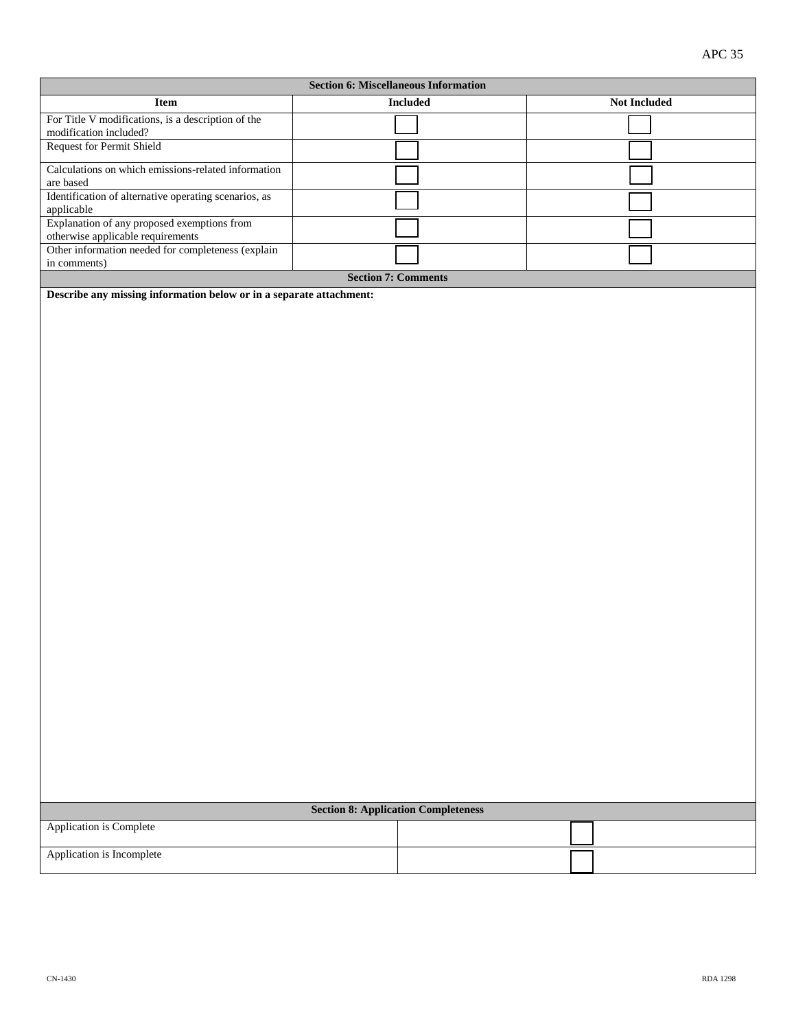| Section 6: Miscellaneous Information | | |
|---|---|---|
| **Item** | **Included** | **Not Included** |
| For Title V modifications, is a description of the modification included? | ☐ | ☐ |
| Request for Permit Shield | ☐ | ☐ |
| Calculations on which emissions-related information are based | ☐ | ☐ |
| Identification of alternative operating scenarios, as applicable | ☐ | ☐ |
| Explanation of any proposed exemptions from otherwise applicable requirements | ☐ | ☐ |
| Other information needed for completeness (explain in comments) | ☐ | ☐ |

| Section 7: Comments |
|---|
| **Describe any missing information below or in a separate attachment:** |

| Section 8: Application Completeness | |
|---|---|
| Application is Complete | ☐ |
| Application is Incomplete | ☐ |

CN-1430 RDA 1298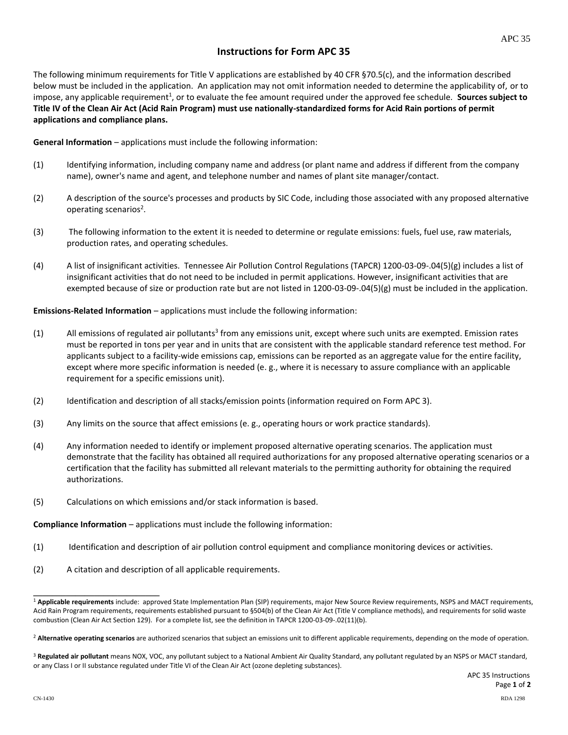# Instructions for Form APC 35

The following minimum requirements for Title V applications are established by 40 CFR §70.5(c), and the information described below must be included in the application. An application may not omit information needed to determine the applicability of, or to impose, any applicable requirement[1], or to evaluate the fee amount required under the approved fee schedule. **Sources subject to Title IV of the Clean Air Act (Acid Rain Program) must use nationally-standardized forms for Acid Rain portions of permit applications and compliance plans.**

**General Information** – applications must include the following information:

(1) Identifying information, including company name and address (or plant name and address if different from the company name), owner's name and agent, and telephone number and names of plant site manager/contact.

(2) A description of the source's processes and products by SIC Code, including those associated with any proposed alternative operating scenarios[2].

(3) The following information to the extent it is needed to determine or regulate emissions: fuels, fuel use, raw materials, production rates, and operating schedules.

(4) A list of insignificant activities. Tennessee Air Pollution Control Regulations (TAPCR) 1200-03-09-.04(5)(g) includes a list of insignificant activities that do not need to be included in permit applications. However, insignificant activities that are exempted because of size or production rate but are not listed in 1200-03-09-.04(5)(g) must be included in the application.

**Emissions-Related Information** – applications must include the following information:

(1) All emissions of regulated air pollutants[3] from any emissions unit, except where such units are exempted. Emission rates must be reported in tons per year and in units that are consistent with the applicable standard reference test method. For applicants subject to a facility-wide emissions cap, emissions can be reported as an aggregate value for the entire facility, except where more specific information is needed (e. g., where it is necessary to assure compliance with an applicable requirement for a specific emissions unit).

(2) Identification and description of all stacks/emission points (information required on Form APC 3).

(3) Any limits on the source that affect emissions (e. g., operating hours or work practice standards).

(4) Any information needed to identify or implement proposed alternative operating scenarios. The application must demonstrate that the facility has obtained all required authorizations for any proposed alternative operating scenarios or a certification that the facility has submitted all relevant materials to the permitting authority for obtaining the required authorizations.

(5) Calculations on which emissions and/or stack information is based.

**Compliance Information** – applications must include the following information:

(1) Identification and description of air pollution control equipment and compliance monitoring devices or activities.

(2) A citation and description of all applicable requirements.

---

[1] **Applicable requirements** include: approved State Implementation Plan (SIP) requirements, major New Source Review requirements, NSPS and MACT requirements, Acid Rain Program requirements, requirements established pursuant to §504(b) of the Clean Air Act (Title V compliance methods), and requirements for solid waste combustion (Clean Air Act Section 129). For a complete list, see the definition in TAPCR 1200-03-09-.02(11)(b).

[2] **Alternative operating scenarios** are authorized scenarios that subject an emissions unit to different applicable requirements, depending on the mode of operation.

[3] **Regulated air pollutant** means NOX, VOC, any pollutant subject to a National Ambient Air Quality Standard, any pollutant regulated by an NSPS or MACT standard, or any Class I or II substance regulated under Title VI of the Clean Air Act (ozone depleting substances).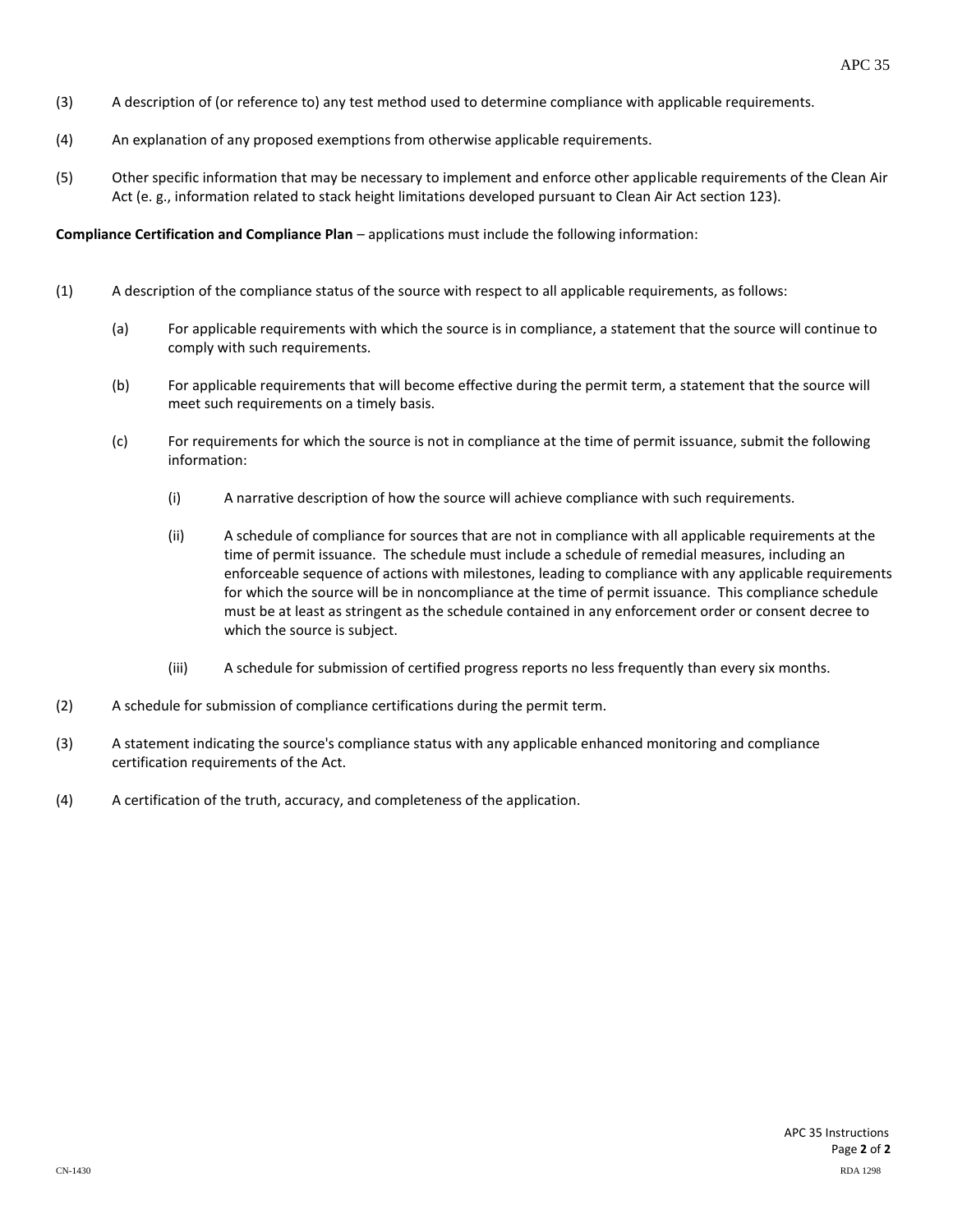(3) A description of (or reference to) any test method used to determine compliance with applicable requirements.

(4) An explanation of any proposed exemptions from otherwise applicable requirements.

(5) Other specific information that may be necessary to implement and enforce other applicable requirements of the Clean Air Act (e. g., information related to stack height limitations developed pursuant to Clean Air Act section 123).

**Compliance Certification and Compliance Plan** – applications must include the following information:

(1) A description of the compliance status of the source with respect to all applicable requirements, as follows:

  (a) For applicable requirements with which the source is in compliance, a statement that the source will continue to comply with such requirements.

  (b) For applicable requirements that will become effective during the permit term, a statement that the source will meet such requirements on a timely basis.

  (c) For requirements for which the source is not in compliance at the time of permit issuance, submit the following information:

    (i) A narrative description of how the source will achieve compliance with such requirements.

    (ii) A schedule of compliance for sources that are not in compliance with all applicable requirements at the time of permit issuance. The schedule must include a schedule of remedial measures, including an enforceable sequence of actions with milestones, leading to compliance with any applicable requirements for which the source will be in noncompliance at the time of permit issuance. This compliance schedule must be at least as stringent as the schedule contained in any enforcement order or consent decree to which the source is subject.

    (iii) A schedule for submission of certified progress reports no less frequently than every six months.

(2) A schedule for submission of compliance certifications during the permit term.

(3) A statement indicating the source's compliance status with any applicable enhanced monitoring and compliance certification requirements of the Act.

(4) A certification of the truth, accuracy, and completeness of the application.